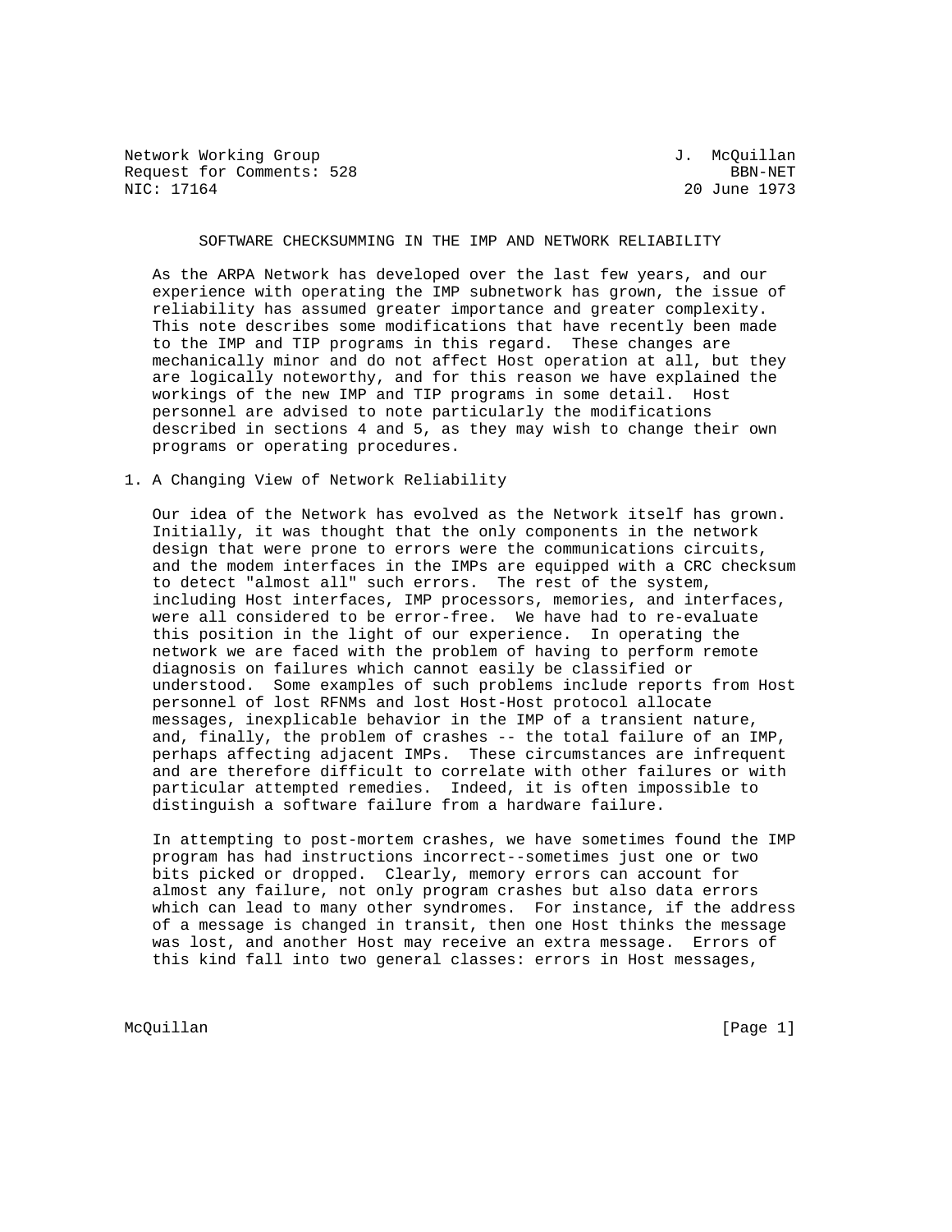Network Working Group J. McQuillan
Request for Comments: 528 BBN-NET
NIC: 17164 20 June 1973

# SOFTWARE CHECKSUMMING IN THE IMP AND NETWORK RELIABILITY

As the ARPA Network has developed over the last few years, and our experience with operating the IMP subnetwork has grown, the issue of reliability has assumed greater importance and greater complexity. This note describes some modifications that have recently been made to the IMP and TIP programs in this regard. These changes are mechanically minor and do not affect Host operation at all, but they are logically noteworthy, and for this reason we have explained the workings of the new IMP and TIP programs in some detail. Host personnel are advised to note particularly the modifications described in sections 4 and 5, as they may wish to change their own programs or operating procedures.

## 1. A Changing View of Network Reliability

Our idea of the Network has evolved as the Network itself has grown. Initially, it was thought that the only components in the network design that were prone to errors were the communications circuits, and the modem interfaces in the IMPs are equipped with a CRC checksum to detect "almost all" such errors. The rest of the system, including Host interfaces, IMP processors, memories, and interfaces, were all considered to be error-free. We have had to re-evaluate this position in the light of our experience. In operating the network we are faced with the problem of having to perform remote diagnosis on failures which cannot easily be classified or understood. Some examples of such problems include reports from Host personnel of lost RFNMs and lost Host-Host protocol allocate messages, inexplicable behavior in the IMP of a transient nature, and, finally, the problem of crashes -- the total failure of an IMP, perhaps affecting adjacent IMPs. These circumstances are infrequent and are therefore difficult to correlate with other failures or with particular attempted remedies. Indeed, it is often impossible to distinguish a software failure from a hardware failure.

In attempting to post-mortem crashes, we have sometimes found the IMP program has had instructions incorrect--sometimes just one or two bits picked or dropped. Clearly, memory errors can account for almost any failure, not only program crashes but also data errors which can lead to many other syndromes. For instance, if the address of a message is changed in transit, then one Host thinks the message was lost, and another Host may receive an extra message. Errors of this kind fall into two general classes: errors in Host messages,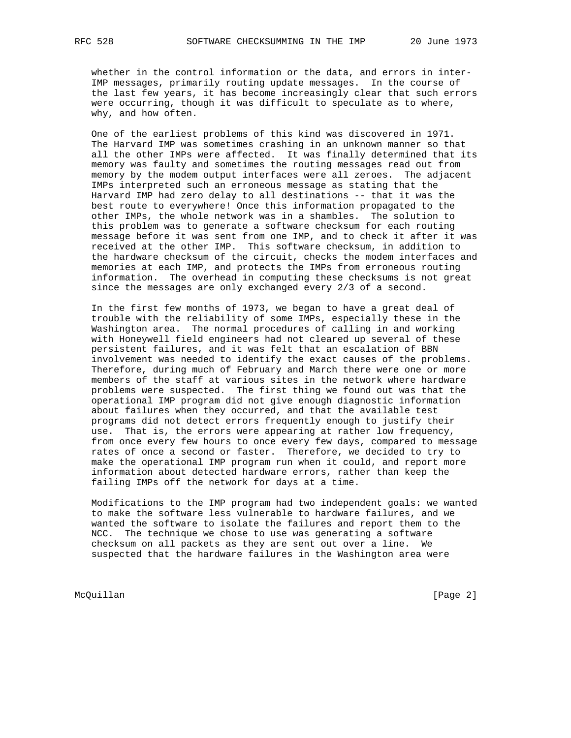whether in the control information or the data, and errors in inter-IMP messages, primarily routing update messages. In the course of the last few years, it has become increasingly clear that such errors were occurring, though it was difficult to speculate as to where, why, and how often.

One of the earliest problems of this kind was discovered in 1971. The Harvard IMP was sometimes crashing in an unknown manner so that all the other IMPs were affected. It was finally determined that its memory was faulty and sometimes the routing messages read out from memory by the modem output interfaces were all zeroes. The adjacent IMPs interpreted such an erroneous message as stating that the Harvard IMP had zero delay to all destinations -- that it was the best route to everywhere! Once this information propagated to the other IMPs, the whole network was in a shambles. The solution to this problem was to generate a software checksum for each routing message before it was sent from one IMP, and to check it after it was received at the other IMP. This software checksum, in addition to the hardware checksum of the circuit, checks the modem interfaces and memories at each IMP, and protects the IMPs from erroneous routing information. The overhead in computing these checksums is not great since the messages are only exchanged every 2/3 of a second.

In the first few months of 1973, we began to have a great deal of trouble with the reliability of some IMPs, especially these in the Washington area. The normal procedures of calling in and working with Honeywell field engineers had not cleared up several of these persistent failures, and it was felt that an escalation of BBN involvement was needed to identify the exact causes of the problems. Therefore, during much of February and March there were one or more members of the staff at various sites in the network where hardware problems were suspected. The first thing we found out was that the operational IMP program did not give enough diagnostic information about failures when they occurred, and that the available test programs did not detect errors frequently enough to justify their use. That is, the errors were appearing at rather low frequency, from once every few hours to once every few days, compared to message rates of once a second or faster. Therefore, we decided to try to make the operational IMP program run when it could, and report more information about detected hardware errors, rather than keep the failing IMPs off the network for days at a time.

Modifications to the IMP program had two independent goals: we wanted to make the software less vulnerable to hardware failures, and we wanted the software to isolate the failures and report them to the NCC. The technique we chose to use was generating a software checksum on all packets as they are sent out over a line. We suspected that the hardware failures in the Washington area were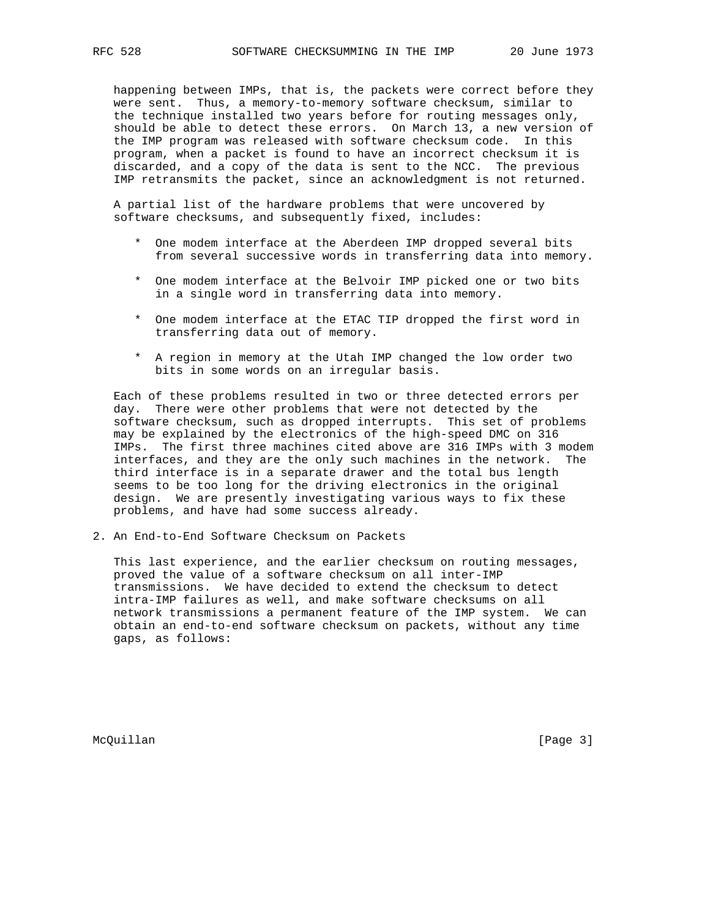happening between IMPs, that is, the packets were correct before they were sent. Thus, a memory-to-memory software checksum, similar to the technique installed two years before for routing messages only, should be able to detect these errors. On March 13, a new version of the IMP program was released with software checksum code. In this program, when a packet is found to have an incorrect checksum it is discarded, and a copy of the data is sent to the NCC. The previous IMP retransmits the packet, since an acknowledgment is not returned.

A partial list of the hardware problems that were uncovered by software checksums, and subsequently fixed, includes:

* One modem interface at the Aberdeen IMP dropped several bits from several successive words in transferring data into memory.
* One modem interface at the Belvoir IMP picked one or two bits in a single word in transferring data into memory.
* One modem interface at the ETAC TIP dropped the first word in transferring data out of memory.
* A region in memory at the Utah IMP changed the low order two bits in some words on an irregular basis.

Each of these problems resulted in two or three detected errors per day. There were other problems that were not detected by the software checksum, such as dropped interrupts. This set of problems may be explained by the electronics of the high-speed DMC on 316 IMPs. The first three machines cited above are 316 IMPs with 3 modem interfaces, and they are the only such machines in the network. The third interface is in a separate drawer and the total bus length seems to be too long for the driving electronics in the original design. We are presently investigating various ways to fix these problems, and have had some success already.

## 2. An End-to-End Software Checksum on Packets

This last experience, and the earlier checksum on routing messages, proved the value of a software checksum on all inter-IMP transmissions. We have decided to extend the checksum to detect intra-IMP failures as well, and make software checksums on all network transmissions a permanent feature of the IMP system. We can obtain an end-to-end software checksum on packets, without any time gaps, as follows: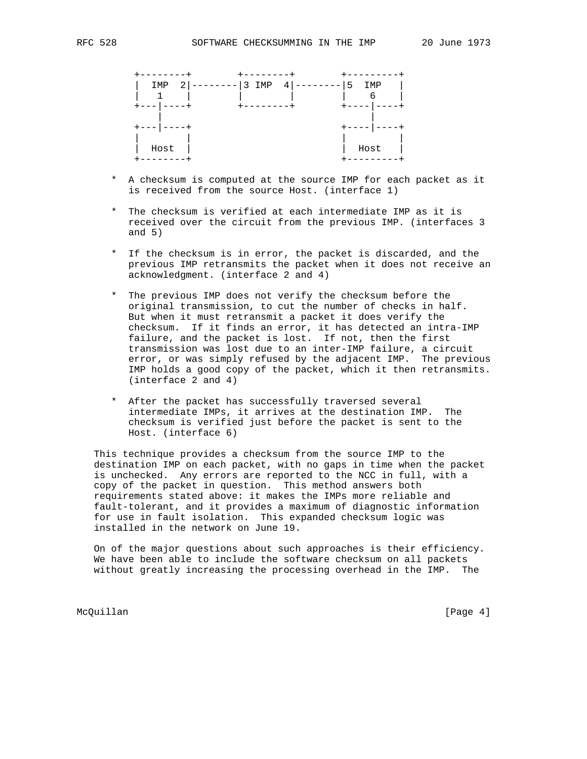```
+--------+        +--------+        +---------+
|  IMP  2|--------|3 IMP  4|--------|5  IMP   |
|   1    |        |        |        |    6    |
+---|----+        +--------+        +----|----+
    |                                    |
+---|----+                          +----|----+
|        |                          |         |
|  Host  |                          |  Host   |
+--------+                          +---------+
```

* A checksum is computed at the source IMP for each packet as it is received from the source Host. (interface 1)

* The checksum is verified at each intermediate IMP as it is received over the circuit from the previous IMP. (interfaces 3 and 5)

* If the checksum is in error, the packet is discarded, and the previous IMP retransmits the packet when it does not receive an acknowledgment. (interface 2 and 4)

* The previous IMP does not verify the checksum before the original transmission, to cut the number of checks in half. But when it must retransmit a packet it does verify the checksum. If it finds an error, it has detected an intra-IMP failure, and the packet is lost. If not, then the first transmission was lost due to an inter-IMP failure, a circuit error, or was simply refused by the adjacent IMP. The previous IMP holds a good copy of the packet, which it then retransmits. (interface 2 and 4)

* After the packet has successfully traversed several intermediate IMPs, it arrives at the destination IMP. The checksum is verified just before the packet is sent to the Host. (interface 6)

This technique provides a checksum from the source IMP to the destination IMP on each packet, with no gaps in time when the packet is unchecked. Any errors are reported to the NCC in full, with a copy of the packet in question. This method answers both requirements stated above: it makes the IMPs more reliable and fault-tolerant, and it provides a maximum of diagnostic information for use in fault isolation. This expanded checksum logic was installed in the network on June 19.

On of the major questions about such approaches is their efficiency. We have been able to include the software checksum on all packets without greatly increasing the processing overhead in the IMP. The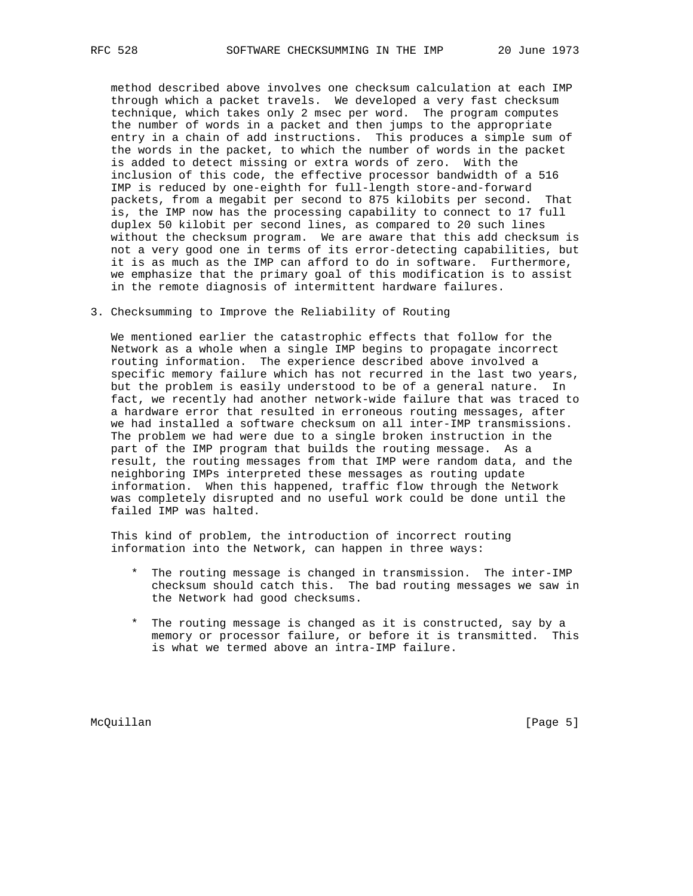method described above involves one checksum calculation at each IMP through which a packet travels. We developed a very fast checksum technique, which takes only 2 msec per word. The program computes the number of words in a packet and then jumps to the appropriate entry in a chain of add instructions. This produces a simple sum of the words in the packet, to which the number of words in the packet is added to detect missing or extra words of zero. With the inclusion of this code, the effective processor bandwidth of a 516 IMP is reduced by one-eighth for full-length store-and-forward packets, from a megabit per second to 875 kilobits per second. That is, the IMP now has the processing capability to connect to 17 full duplex 50 kilobit per second lines, as compared to 20 such lines without the checksum program. We are aware that this add checksum is not a very good one in terms of its error-detecting capabilities, but it is as much as the IMP can afford to do in software. Furthermore, we emphasize that the primary goal of this modification is to assist in the remote diagnosis of intermittent hardware failures.

## 3. Checksumming to Improve the Reliability of Routing

We mentioned earlier the catastrophic effects that follow for the Network as a whole when a single IMP begins to propagate incorrect routing information. The experience described above involved a specific memory failure which has not recurred in the last two years, but the problem is easily understood to be of a general nature. In fact, we recently had another network-wide failure that was traced to a hardware error that resulted in erroneous routing messages, after we had installed a software checksum on all inter-IMP transmissions. The problem we had were due to a single broken instruction in the part of the IMP program that builds the routing message. As a result, the routing messages from that IMP were random data, and the neighboring IMPs interpreted these messages as routing update information. When this happened, traffic flow through the Network was completely disrupted and no useful work could be done until the failed IMP was halted.

This kind of problem, the introduction of incorrect routing information into the Network, can happen in three ways:

* The routing message is changed in transmission. The inter-IMP checksum should catch this. The bad routing messages we saw in the Network had good checksums.

* The routing message is changed as it is constructed, say by a memory or processor failure, or before it is transmitted. This is what we termed above an intra-IMP failure.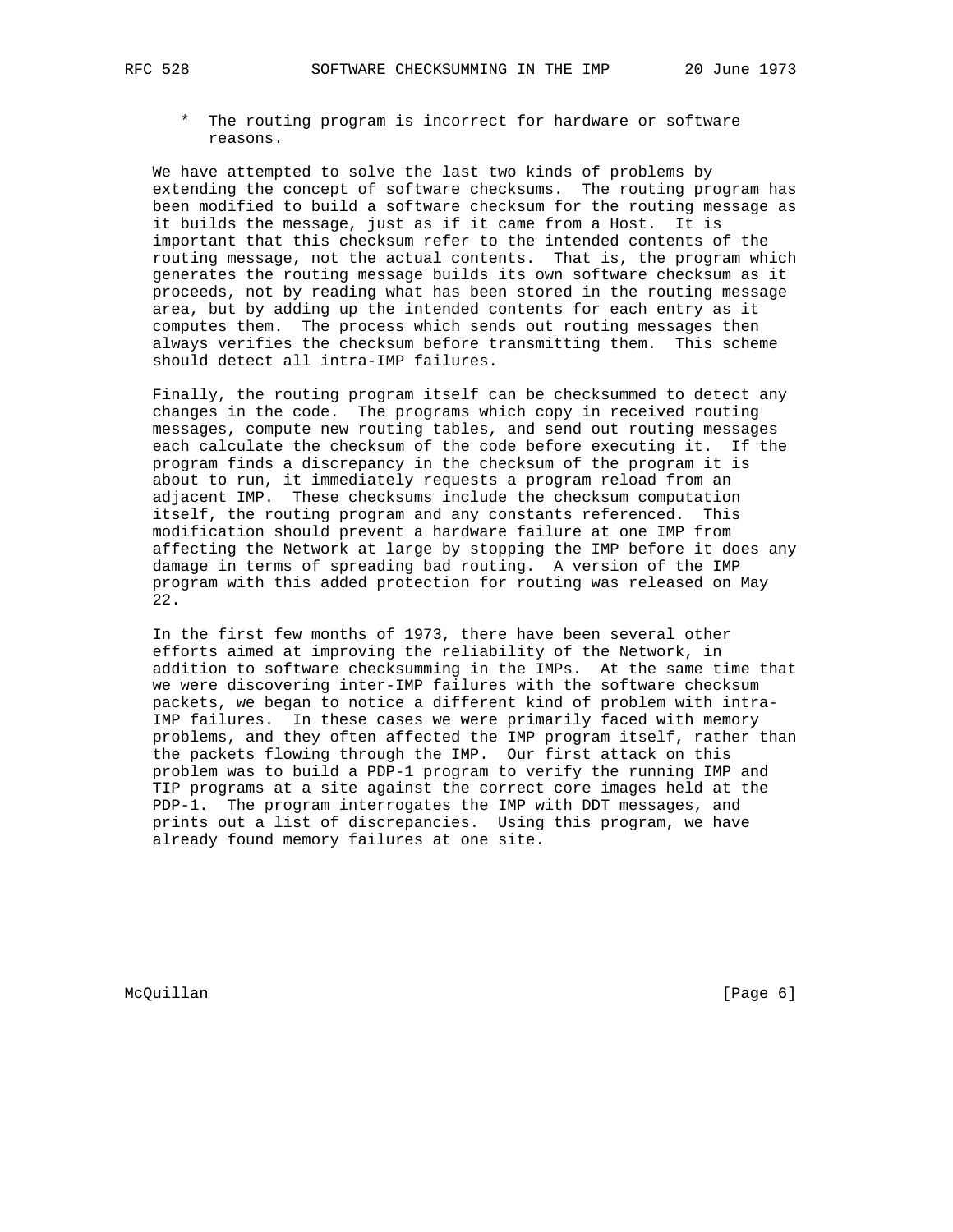* The routing program is incorrect for hardware or software reasons.

We have attempted to solve the last two kinds of problems by extending the concept of software checksums. The routing program has been modified to build a software checksum for the routing message as it builds the message, just as if it came from a Host. It is important that this checksum refer to the intended contents of the routing message, not the actual contents. That is, the program which generates the routing message builds its own software checksum as it proceeds, not by reading what has been stored in the routing message area, but by adding up the intended contents for each entry as it computes them. The process which sends out routing messages then always verifies the checksum before transmitting them. This scheme should detect all intra-IMP failures.

Finally, the routing program itself can be checksummed to detect any changes in the code. The programs which copy in received routing messages, compute new routing tables, and send out routing messages each calculate the checksum of the code before executing it. If the program finds a discrepancy in the checksum of the program it is about to run, it immediately requests a program reload from an adjacent IMP. These checksums include the checksum computation itself, the routing program and any constants referenced. This modification should prevent a hardware failure at one IMP from affecting the Network at large by stopping the IMP before it does any damage in terms of spreading bad routing. A version of the IMP program with this added protection for routing was released on May 22.

In the first few months of 1973, there have been several other efforts aimed at improving the reliability of the Network, in addition to software checksumming in the IMPs. At the same time that we were discovering inter-IMP failures with the software checksum packets, we began to notice a different kind of problem with intra-IMP failures. In these cases we were primarily faced with memory problems, and they often affected the IMP program itself, rather than the packets flowing through the IMP. Our first attack on this problem was to build a PDP-1 program to verify the running IMP and TIP programs at a site against the correct core images held at the PDP-1. The program interrogates the IMP with DDT messages, and prints out a list of discrepancies. Using this program, we have already found memory failures at one site.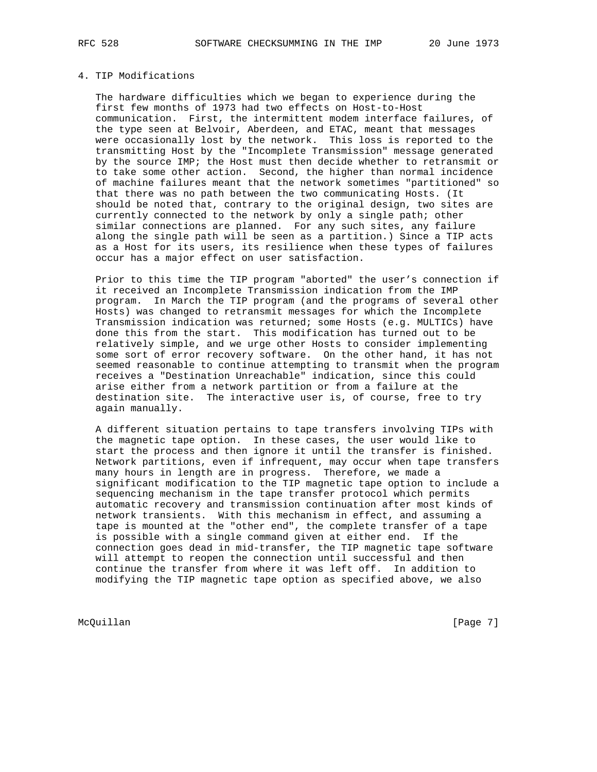## 4. TIP Modifications

The hardware difficulties which we began to experience during the first few months of 1973 had two effects on Host-to-Host communication. First, the intermittent modem interface failures, of the type seen at Belvoir, Aberdeen, and ETAC, meant that messages were occasionally lost by the network. This loss is reported to the transmitting Host by the "Incomplete Transmission" message generated by the source IMP; the Host must then decide whether to retransmit or to take some other action. Second, the higher than normal incidence of machine failures meant that the network sometimes "partitioned" so that there was no path between the two communicating Hosts. (It should be noted that, contrary to the original design, two sites are currently connected to the network by only a single path; other similar connections are planned. For any such sites, any failure along the single path will be seen as a partition.) Since a TIP acts as a Host for its users, its resilience when these types of failures occur has a major effect on user satisfaction.

Prior to this time the TIP program "aborted" the user's connection if it received an Incomplete Transmission indication from the IMP program. In March the TIP program (and the programs of several other Hosts) was changed to retransmit messages for which the Incomplete Transmission indication was returned; some Hosts (e.g. MULTICs) have done this from the start. This modification has turned out to be relatively simple, and we urge other Hosts to consider implementing some sort of error recovery software. On the other hand, it has not seemed reasonable to continue attempting to transmit when the program receives a "Destination Unreachable" indication, since this could arise either from a network partition or from a failure at the destination site. The interactive user is, of course, free to try again manually.

A different situation pertains to tape transfers involving TIPs with the magnetic tape option. In these cases, the user would like to start the process and then ignore it until the transfer is finished. Network partitions, even if infrequent, may occur when tape transfers many hours in length are in progress. Therefore, we made a significant modification to the TIP magnetic tape option to include a sequencing mechanism in the tape transfer protocol which permits automatic recovery and transmission continuation after most kinds of network transients. With this mechanism in effect, and assuming a tape is mounted at the "other end", the complete transfer of a tape is possible with a single command given at either end. If the connection goes dead in mid-transfer, the TIP magnetic tape software will attempt to reopen the connection until successful and then continue the transfer from where it was left off. In addition to modifying the TIP magnetic tape option as specified above, we also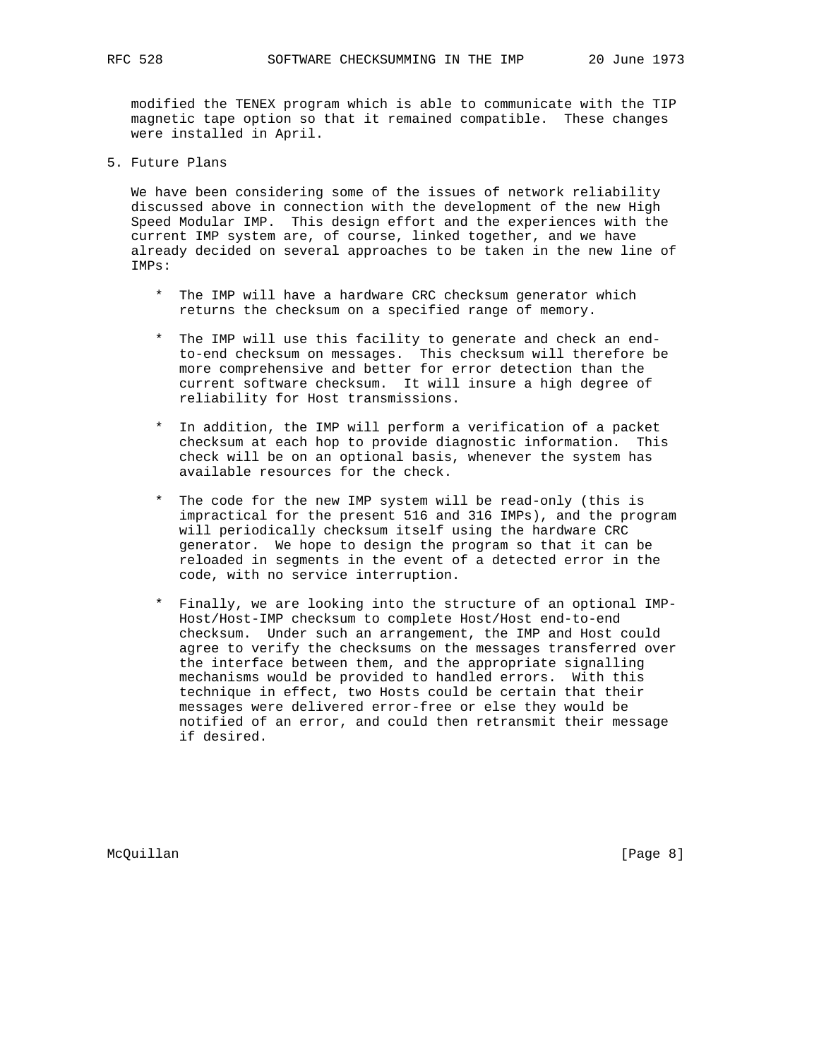modified the TENEX program which is able to communicate with the TIP magnetic tape option so that it remained compatible. These changes were installed in April.

## 5. Future Plans

We have been considering some of the issues of network reliability discussed above in connection with the development of the new High Speed Modular IMP. This design effort and the experiences with the current IMP system are, of course, linked together, and we have already decided on several approaches to be taken in the new line of IMPs:

* The IMP will have a hardware CRC checksum generator which returns the checksum on a specified range of memory.

* The IMP will use this facility to generate and check an end-to-end checksum on messages. This checksum will therefore be more comprehensive and better for error detection than the current software checksum. It will insure a high degree of reliability for Host transmissions.

* In addition, the IMP will perform a verification of a packet checksum at each hop to provide diagnostic information. This check will be on an optional basis, whenever the system has available resources for the check.

* The code for the new IMP system will be read-only (this is impractical for the present 516 and 316 IMPs), and the program will periodically checksum itself using the hardware CRC generator. We hope to design the program so that it can be reloaded in segments in the event of a detected error in the code, with no service interruption.

* Finally, we are looking into the structure of an optional IMP-Host/Host-IMP checksum to complete Host/Host end-to-end checksum. Under such an arrangement, the IMP and Host could agree to verify the checksums on the messages transferred over the interface between them, and the appropriate signalling mechanisms would be provided to handled errors. With this technique in effect, two Hosts could be certain that their messages were delivered error-free or else they would be notified of an error, and could then retransmit their message if desired.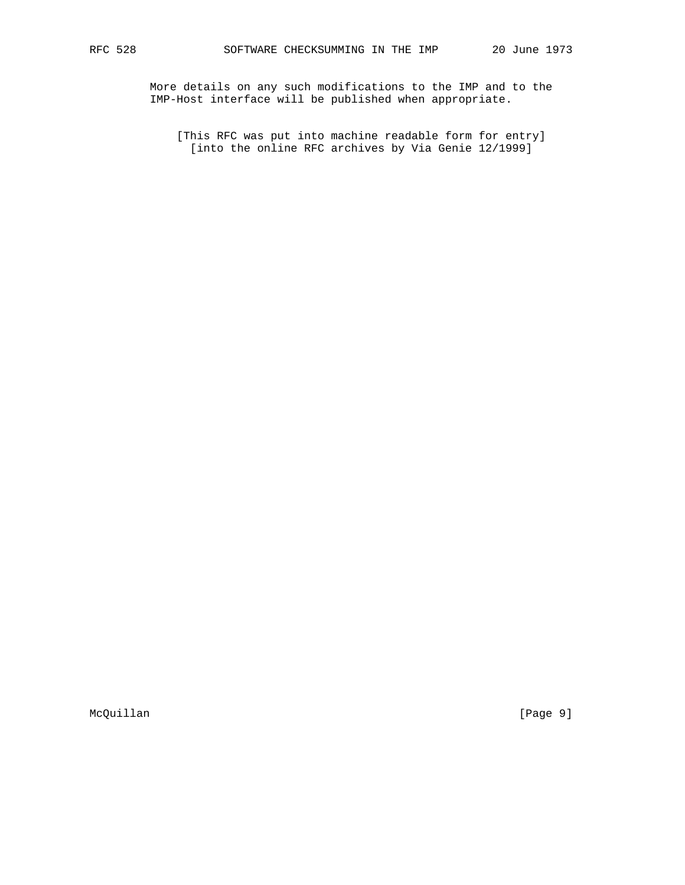More details on any such modifications to the IMP and to the IMP-Host interface will be published when appropriate.

[This RFC was put into machine readable form for entry]
[into the online RFC archives by Via Genie 12/1999]